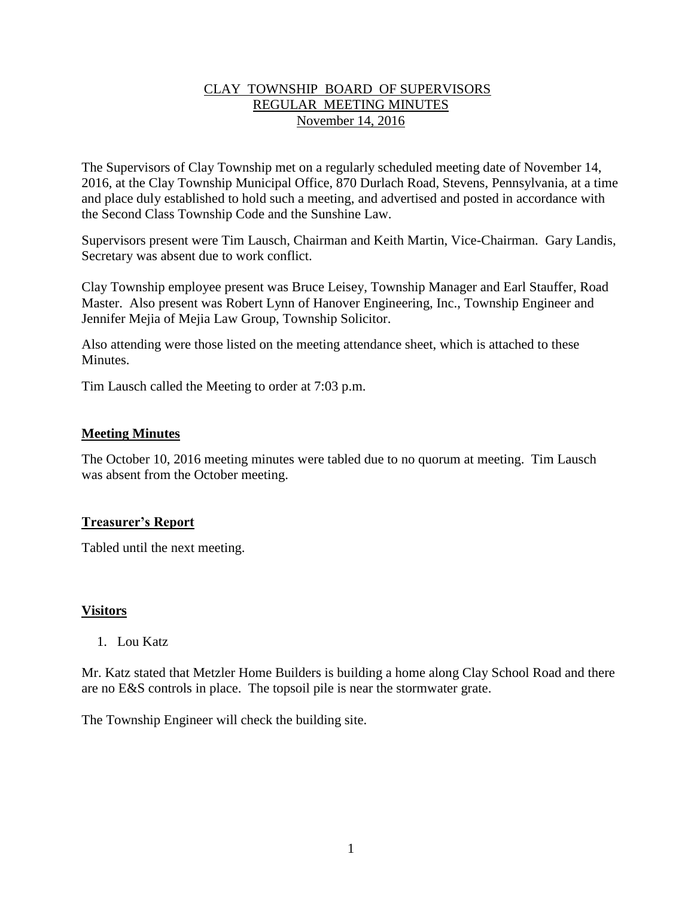# CLAY TOWNSHIP BOARD OF SUPERVISORS
## REGULAR MEETING MINUTES
### November 14, 2016

The Supervisors of Clay Township met on a regularly scheduled meeting date of November 14, 2016, at the Clay Township Municipal Office, 870 Durlach Road, Stevens, Pennsylvania, at a time and place duly established to hold such a meeting, and advertised and posted in accordance with the Second Class Township Code and the Sunshine Law.

Supervisors present were Tim Lausch, Chairman and Keith Martin, Vice-Chairman. Gary Landis, Secretary was absent due to work conflict.

Clay Township employee present was Bruce Leisey, Township Manager and Earl Stauffer, Road Master. Also present was Robert Lynn of Hanover Engineering, Inc., Township Engineer and Jennifer Mejia of Mejia Law Group, Township Solicitor.

Also attending were those listed on the meeting attendance sheet, which is attached to these Minutes.

Tim Lausch called the Meeting to order at 7:03 p.m.

**Meeting Minutes**

The October 10, 2016 meeting minutes were tabled due to no quorum at meeting. Tim Lausch was absent from the October meeting.

**Treasurer's Report**

Tabled until the next meeting.

**Visitors**

1. Lou Katz

Mr. Katz stated that Metzler Home Builders is building a home along Clay School Road and there are no E&S controls in place. The topsoil pile is near the stormwater grate.

The Township Engineer will check the building site.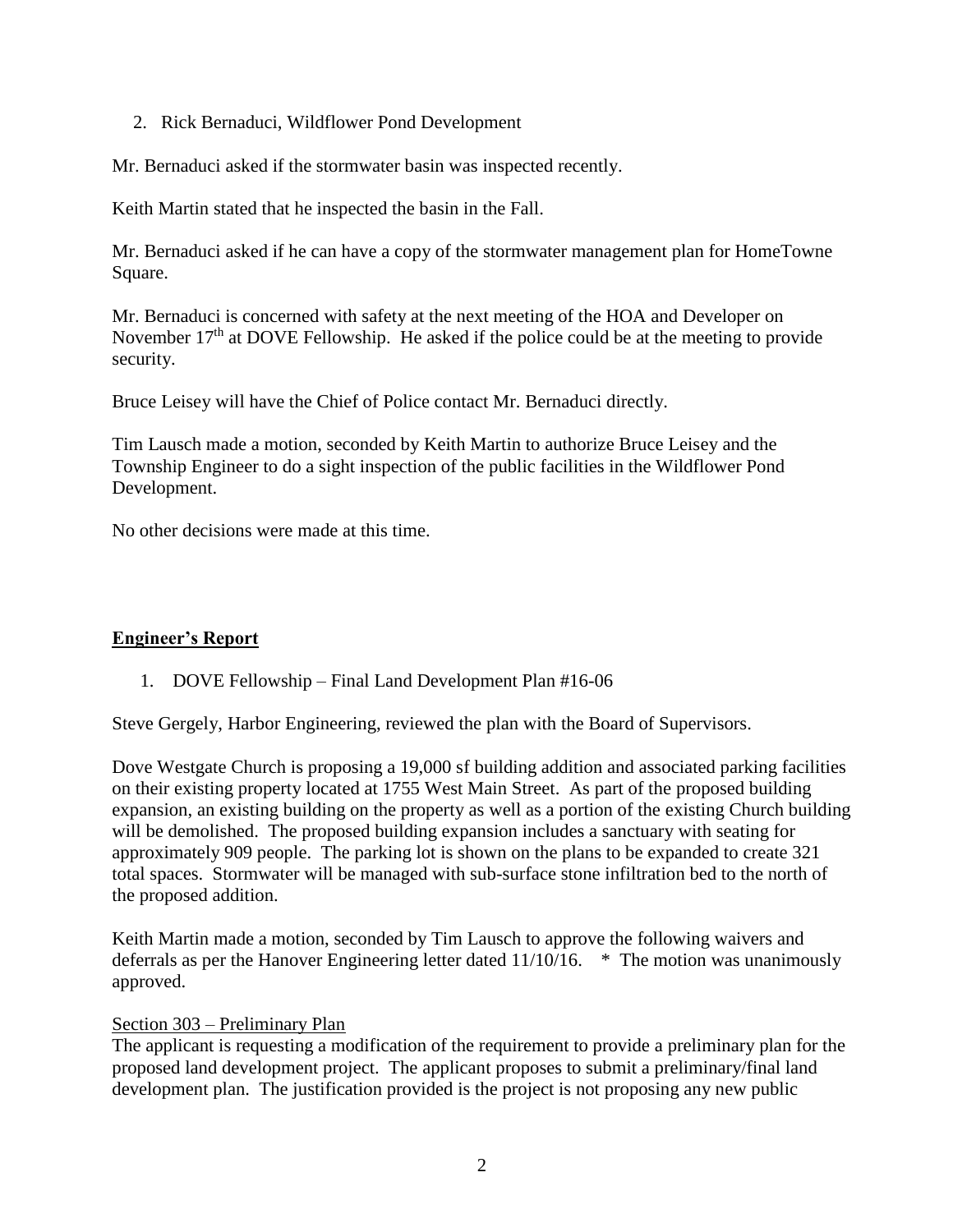2. Rick Bernaduci, Wildflower Pond Development

Mr. Bernaduci asked if the stormwater basin was inspected recently.

Keith Martin stated that he inspected the basin in the Fall.

Mr. Bernaduci asked if he can have a copy of the stormwater management plan for HomeTowne Square.

Mr. Bernaduci is concerned with safety at the next meeting of the HOA and Developer on November 17th at DOVE Fellowship. He asked if the police could be at the meeting to provide security.

Bruce Leisey will have the Chief of Police contact Mr. Bernaduci directly.

Tim Lausch made a motion, seconded by Keith Martin to authorize Bruce Leisey and the Township Engineer to do a sight inspection of the public facilities in the Wildflower Pond Development.

No other decisions were made at this time.

## **Engineer's Report**

1. DOVE Fellowship – Final Land Development Plan #16-06

Steve Gergely, Harbor Engineering, reviewed the plan with the Board of Supervisors.

Dove Westgate Church is proposing a 19,000 sf building addition and associated parking facilities on their existing property located at 1755 West Main Street. As part of the proposed building expansion, an existing building on the property as well as a portion of the existing Church building will be demolished. The proposed building expansion includes a sanctuary with seating for approximately 909 people. The parking lot is shown on the plans to be expanded to create 321 total spaces. Stormwater will be managed with sub-surface stone infiltration bed to the north of the proposed addition.

Keith Martin made a motion, seconded by Tim Lausch to approve the following waivers and deferrals as per the Hanover Engineering letter dated 11/10/16. * The motion was unanimously approved.

Section 303 – Preliminary Plan

The applicant is requesting a modification of the requirement to provide a preliminary plan for the proposed land development project. The applicant proposes to submit a preliminary/final land development plan. The justification provided is the project is not proposing any new public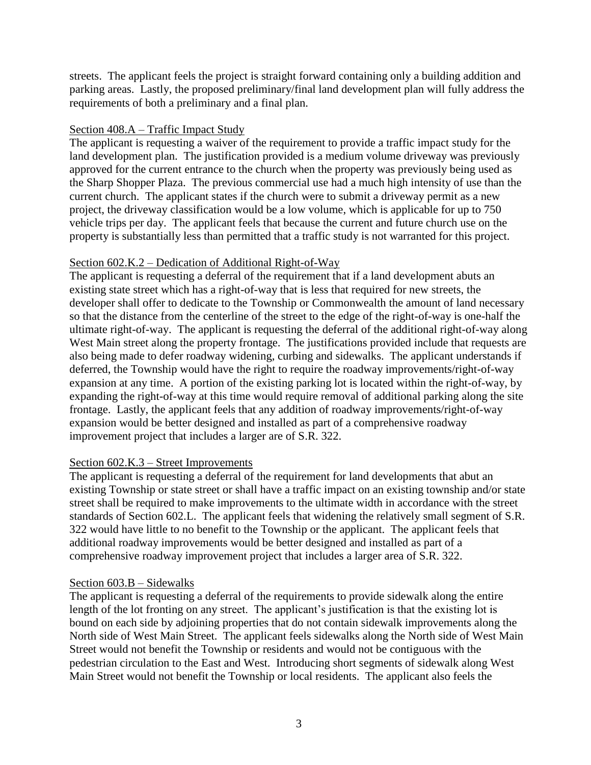streets. The applicant feels the project is straight forward containing only a building addition and parking areas. Lastly, the proposed preliminary/final land development plan will fully address the requirements of both a preliminary and a final plan.

Section 408.A – Traffic Impact Study

The applicant is requesting a waiver of the requirement to provide a traffic impact study for the land development plan. The justification provided is a medium volume driveway was previously approved for the current entrance to the church when the property was previously being used as the Sharp Shopper Plaza. The previous commercial use had a much high intensity of use than the current church. The applicant states if the church were to submit a driveway permit as a new project, the driveway classification would be a low volume, which is applicable for up to 750 vehicle trips per day. The applicant feels that because the current and future church use on the property is substantially less than permitted that a traffic study is not warranted for this project.

Section 602.K.2 – Dedication of Additional Right-of-Way

The applicant is requesting a deferral of the requirement that if a land development abuts an existing state street which has a right-of-way that is less that required for new streets, the developer shall offer to dedicate to the Township or Commonwealth the amount of land necessary so that the distance from the centerline of the street to the edge of the right-of-way is one-half the ultimate right-of-way. The applicant is requesting the deferral of the additional right-of-way along West Main street along the property frontage. The justifications provided include that requests are also being made to defer roadway widening, curbing and sidewalks. The applicant understands if deferred, the Township would have the right to require the roadway improvements/right-of-way expansion at any time. A portion of the existing parking lot is located within the right-of-way, by expanding the right-of-way at this time would require removal of additional parking along the site frontage. Lastly, the applicant feels that any addition of roadway improvements/right-of-way expansion would be better designed and installed as part of a comprehensive roadway improvement project that includes a larger are of S.R. 322.

Section 602.K.3 – Street Improvements

The applicant is requesting a deferral of the requirement for land developments that abut an existing Township or state street or shall have a traffic impact on an existing township and/or state street shall be required to make improvements to the ultimate width in accordance with the street standards of Section 602.L. The applicant feels that widening the relatively small segment of S.R. 322 would have little to no benefit to the Township or the applicant. The applicant feels that additional roadway improvements would be better designed and installed as part of a comprehensive roadway improvement project that includes a larger area of S.R. 322.

Section 603.B – Sidewalks

The applicant is requesting a deferral of the requirements to provide sidewalk along the entire length of the lot fronting on any street. The applicant's justification is that the existing lot is bound on each side by adjoining properties that do not contain sidewalk improvements along the North side of West Main Street. The applicant feels sidewalks along the North side of West Main Street would not benefit the Township or residents and would not be contiguous with the pedestrian circulation to the East and West. Introducing short segments of sidewalk along West Main Street would not benefit the Township or local residents. The applicant also feels the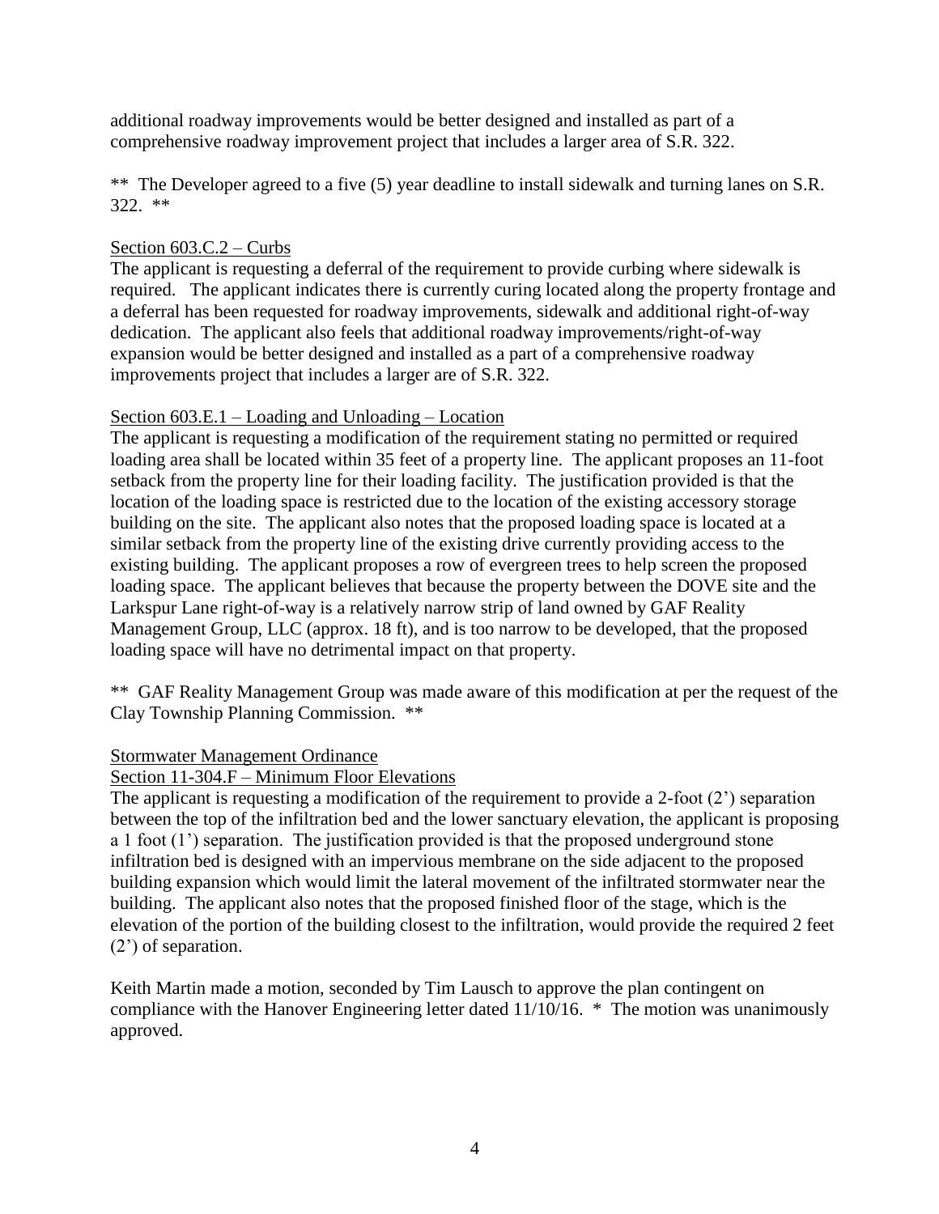additional roadway improvements would be better designed and installed as part of a comprehensive roadway improvement project that includes a larger area of S.R. 322.

** The Developer agreed to a five (5) year deadline to install sidewalk and turning lanes on S.R. 322. **

<u>Section 603.C.2 – Curbs</u>

The applicant is requesting a deferral of the requirement to provide curbing where sidewalk is required. The applicant indicates there is currently curing located along the property frontage and a deferral has been requested for roadway improvements, sidewalk and additional right-of-way dedication. The applicant also feels that additional roadway improvements/right-of-way expansion would be better designed and installed as a part of a comprehensive roadway improvements project that includes a larger are of S.R. 322.

<u>Section 603.E.1 – Loading and Unloading – Location</u>

The applicant is requesting a modification of the requirement stating no permitted or required loading area shall be located within 35 feet of a property line. The applicant proposes an 11-foot setback from the property line for their loading facility. The justification provided is that the location of the loading space is restricted due to the location of the existing accessory storage building on the site. The applicant also notes that the proposed loading space is located at a similar setback from the property line of the existing drive currently providing access to the existing building. The applicant proposes a row of evergreen trees to help screen the proposed loading space. The applicant believes that because the property between the DOVE site and the Larkspur Lane right-of-way is a relatively narrow strip of land owned by GAF Reality Management Group, LLC (approx. 18 ft), and is too narrow to be developed, that the proposed loading space will have no detrimental impact on that property.

** GAF Reality Management Group was made aware of this modification at per the request of the Clay Township Planning Commission. **

<u>Stormwater Management Ordinance</u>

<u>Section 11-304.F – Minimum Floor Elevations</u>

The applicant is requesting a modification of the requirement to provide a 2-foot (2') separation between the top of the infiltration bed and the lower sanctuary elevation, the applicant is proposing a 1 foot (1') separation. The justification provided is that the proposed underground stone infiltration bed is designed with an impervious membrane on the side adjacent to the proposed building expansion which would limit the lateral movement of the infiltrated stormwater near the building. The applicant also notes that the proposed finished floor of the stage, which is the elevation of the portion of the building closest to the infiltration, would provide the required 2 feet (2') of separation.

Keith Martin made a motion, seconded by Tim Lausch to approve the plan contingent on compliance with the Hanover Engineering letter dated 11/10/16. * The motion was unanimously approved.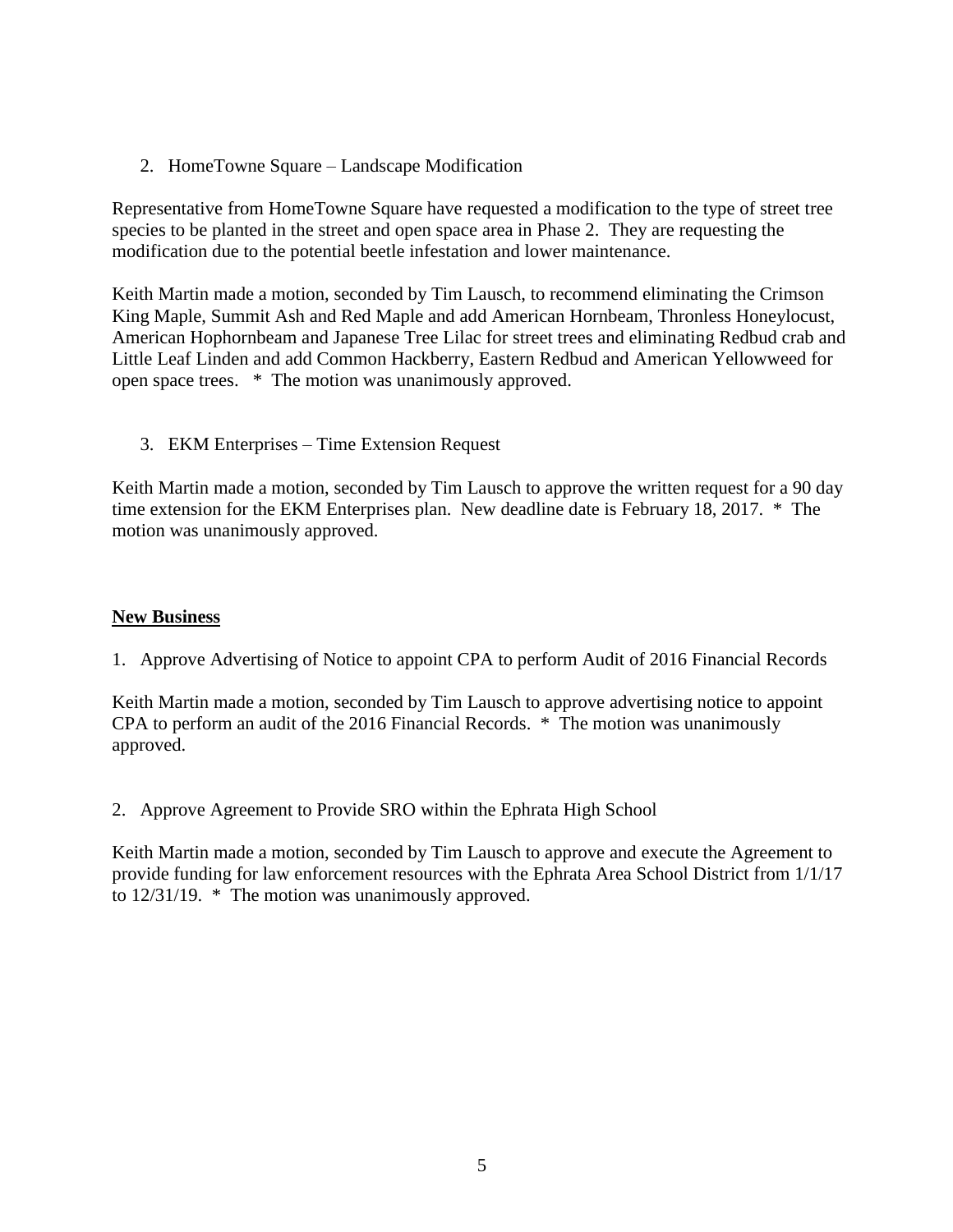2. HomeTowne Square – Landscape Modification

Representative from HomeTowne Square have requested a modification to the type of street tree species to be planted in the street and open space area in Phase 2. They are requesting the modification due to the potential beetle infestation and lower maintenance.

Keith Martin made a motion, seconded by Tim Lausch, to recommend eliminating the Crimson King Maple, Summit Ash and Red Maple and add American Hornbeam, Thronless Honeylocust, American Hophornbeam and Japanese Tree Lilac for street trees and eliminating Redbud crab and Little Leaf Linden and add Common Hackberry, Eastern Redbud and American Yellowweed for open space trees. * The motion was unanimously approved.

3. EKM Enterprises – Time Extension Request

Keith Martin made a motion, seconded by Tim Lausch to approve the written request for a 90 day time extension for the EKM Enterprises plan. New deadline date is February 18, 2017. * The motion was unanimously approved.

**New Business**

1. Approve Advertising of Notice to appoint CPA to perform Audit of 2016 Financial Records

Keith Martin made a motion, seconded by Tim Lausch to approve advertising notice to appoint CPA to perform an audit of the 2016 Financial Records. * The motion was unanimously approved.

2. Approve Agreement to Provide SRO within the Ephrata High School

Keith Martin made a motion, seconded by Tim Lausch to approve and execute the Agreement to provide funding for law enforcement resources with the Ephrata Area School District from 1/1/17 to 12/31/19. * The motion was unanimously approved.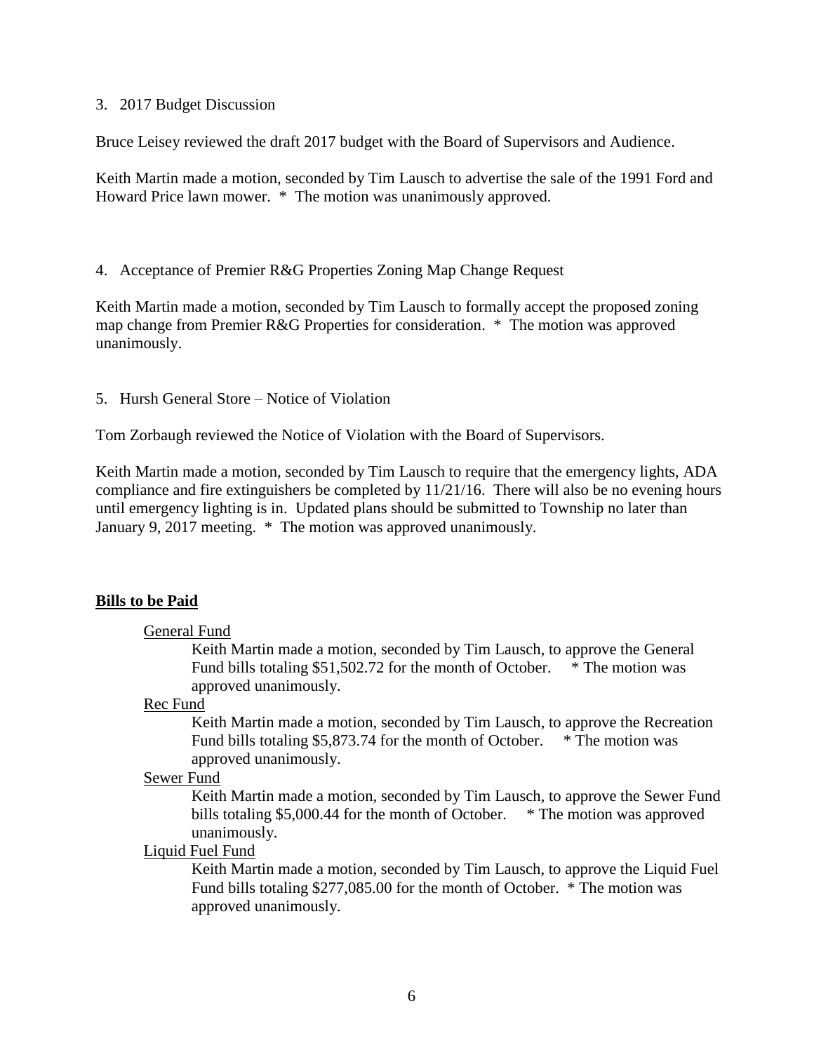3. 2017 Budget Discussion

Bruce Leisey reviewed the draft 2017 budget with the Board of Supervisors and Audience.

Keith Martin made a motion, seconded by Tim Lausch to advertise the sale of the 1991 Ford and Howard Price lawn mower. * The motion was unanimously approved.

4. Acceptance of Premier R&G Properties Zoning Map Change Request

Keith Martin made a motion, seconded by Tim Lausch to formally accept the proposed zoning map change from Premier R&G Properties for consideration. * The motion was approved unanimously.

5. Hursh General Store – Notice of Violation

Tom Zorbaugh reviewed the Notice of Violation with the Board of Supervisors.

Keith Martin made a motion, seconded by Tim Lausch to require that the emergency lights, ADA compliance and fire extinguishers be completed by 11/21/16. There will also be no evening hours until emergency lighting is in. Updated plans should be submitted to Township no later than January 9, 2017 meeting. * The motion was approved unanimously.

## Bills to be Paid

General Fund

Keith Martin made a motion, seconded by Tim Lausch, to approve the General Fund bills totaling $51,502.72 for the month of October. * The motion was approved unanimously.

Rec Fund

Keith Martin made a motion, seconded by Tim Lausch, to approve the Recreation Fund bills totaling $5,873.74 for the month of October. * The motion was approved unanimously.

Sewer Fund

Keith Martin made a motion, seconded by Tim Lausch, to approve the Sewer Fund bills totaling $5,000.44 for the month of October. * The motion was approved unanimously.

Liquid Fuel Fund

Keith Martin made a motion, seconded by Tim Lausch, to approve the Liquid Fuel Fund bills totaling $277,085.00 for the month of October. * The motion was approved unanimously.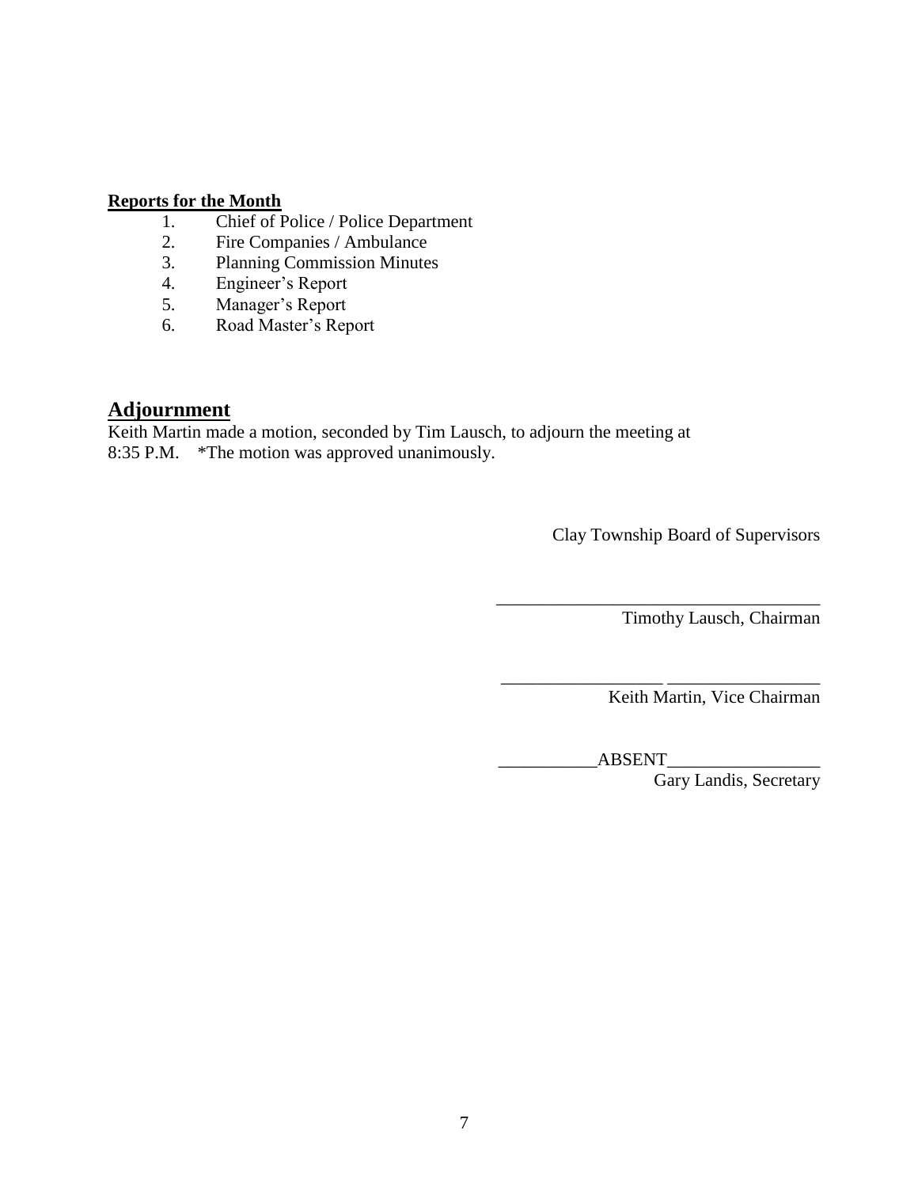**Reports for the Month**

1. Chief of Police / Police Department
2. Fire Companies / Ambulance
3. Planning Commission Minutes
4. Engineer's Report
5. Manager's Report
6. Road Master's Report

## Adjournment

Keith Martin made a motion, seconded by Tim Lausch, to adjourn the meeting at 8:35 P.M. *The motion was approved unanimously.

Clay Township Board of Supervisors

_____________________________________
Timothy Lausch, Chairman

__________________ ________________
Keith Martin, Vice Chairman

___________ABSENT_________________
Gary Landis, Secretary